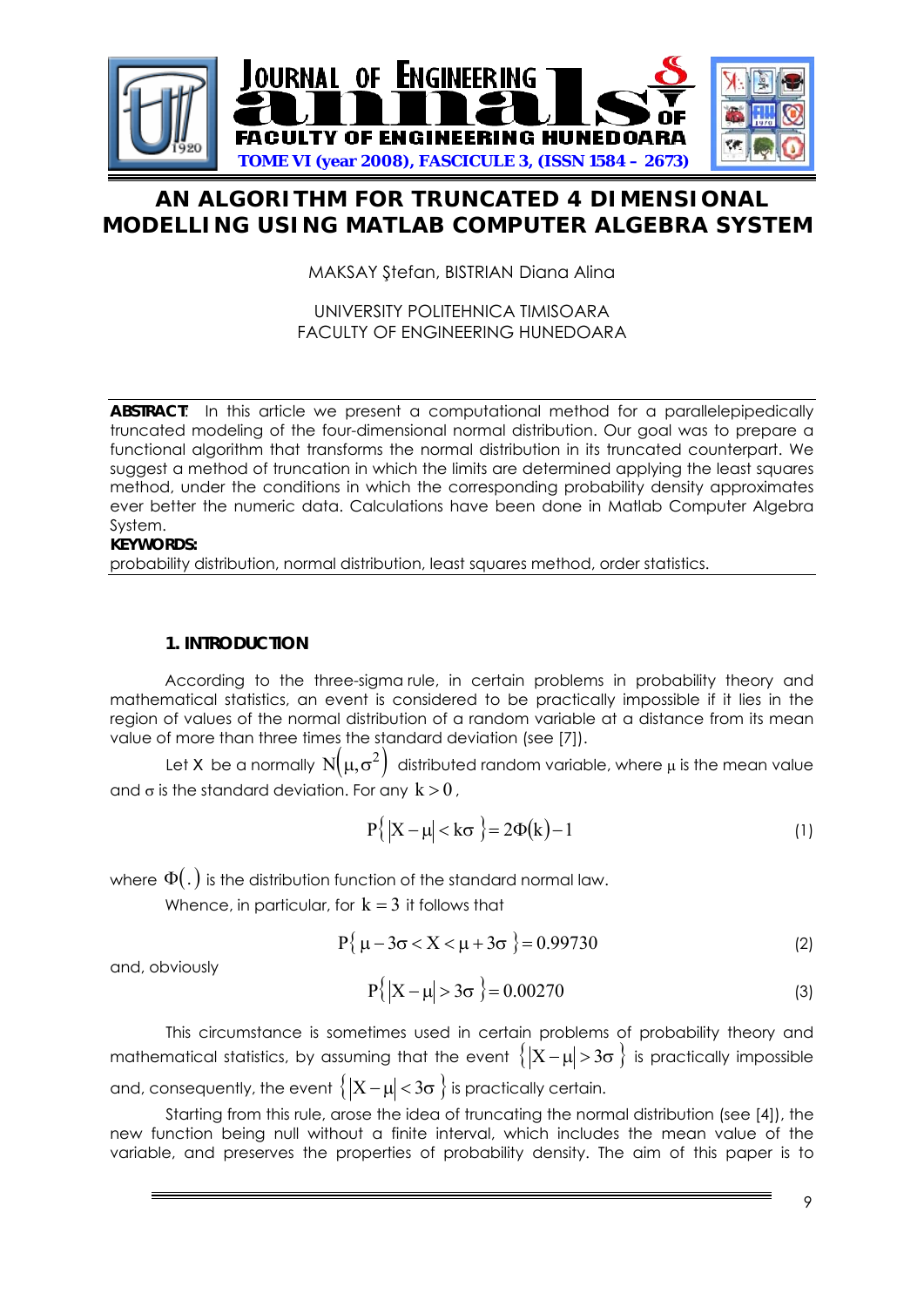# AN ALGORITHM FOR TRUNCATED 4 DIMENSIONAL MODELLING USING MATLAB COMPUTER ALGEBRA SYSTEM

MAKSAY Ştefan, BISTRIAN Diana Alina

UNIVERSITY POLITEHNICA TIMISOARA
FACULTY OF ENGINEERING HUNEDOARA

**ABSTRACT**: In this article we present a computational method for a parallelepipedically truncated modeling of the four-dimensional normal distribution. Our goal was to prepare a functional algorithm that transforms the normal distribution in its truncated counterpart. We suggest a method of truncation in which the limits are determined applying the least squares method, under the conditions in which the corresponding probability density approximates ever better the numeric data. Calculations have been done in Matlab Computer Algebra System.

**KEYWORDS:**
probability distribution, normal distribution, least squares method, order statistics.

## 1. INTRODUCTION

According to the three-sigma rule, in certain problems in probability theory and mathematical statistics, an event is considered to be practically impossible if it lies in the region of values of the normal distribution of a random variable at a distance from its mean value of more than three times the standard deviation (see [7]).

Let X be a normally $N(\mu, \sigma^2)$ distributed random variable, where $\mu$ is the mean value and $\sigma$ is the standard deviation. For any $k > 0$,

$$P\{|X-\mu| < k\sigma\} = 2\Phi(k) - 1 \tag{1}$$

where $\Phi(.)$ is the distribution function of the standard normal law.

Whence, in particular, for $k = 3$ it follows that

$$P\{\mu - 3\sigma < X < \mu + 3\sigma\} = 0.99730 \tag{2}$$

and, obviously

$$P\{|X-\mu| > 3\sigma\} = 0.00270 \tag{3}$$

This circumstance is sometimes used in certain problems of probability theory and mathematical statistics, by assuming that the event $\{|X-\mu| > 3\sigma\}$ is practically impossible and, consequently, the event $\{|X-\mu| < 3\sigma\}$ is practically certain.

Starting from this rule, arose the idea of truncating the normal distribution (see [4]), the new function being null without a finite interval, which includes the mean value of the variable, and preserves the properties of probability density. The aim of this paper is to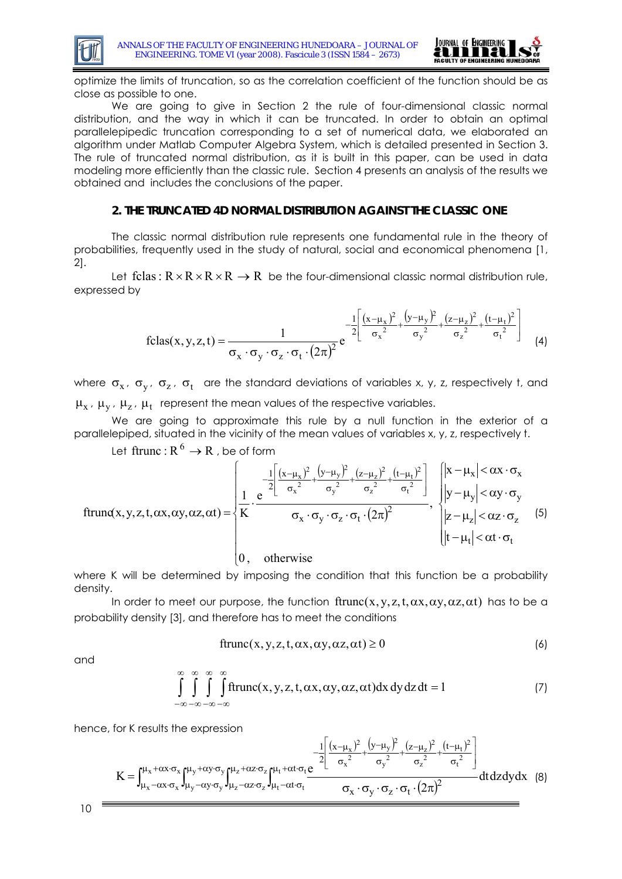optimize the limits of truncation, so as the correlation coefficient of the function should be as close as possible to one.

We are going to give in Section 2 the rule of four-dimensional classic normal distribution, and the way in which it can be truncated. In order to obtain an optimal parallelepipedic truncation corresponding to a set of numerical data, we elaborated an algorithm under Matlab Computer Algebra System, which is detailed presented in Section 3. The rule of truncated normal distribution, as it is built in this paper, can be used in data modeling more efficiently than the classic rule. Section 4 presents an analysis of the results we obtained and includes the conclusions of the paper.

## 2. THE TRUNCATED 4D NORMAL DISTRIBUTION AGAINST THE CLASSIC ONE

The classic normal distribution rule represents one fundamental rule in the theory of probabilities, frequently used in the study of natural, social and economical phenomena [1, 2].

Let $\text{fclas}: R \times R \times R \times R \to R$ be the four-dimensional classic normal distribution rule, expressed by

$$\text{fclas}(x,y,z,t) = \frac{1}{\sigma_x \cdot \sigma_y \cdot \sigma_z \cdot \sigma_t \cdot (2\pi)^2} e^{-\frac{1}{2}\left[\frac{(x-\mu_x)^2}{\sigma_x^2} + \frac{(y-\mu_y)^2}{\sigma_y^2} + \frac{(z-\mu_z)^2}{\sigma_z^2} + \frac{(t-\mu_t)^2}{\sigma_t^2}\right]} \quad (4)$$

where $\sigma_x$, $\sigma_y$, $\sigma_z$, $\sigma_t$ are the standard deviations of variables x, y, z, respectively t, and $\mu_x$, $\mu_y$, $\mu_z$, $\mu_t$ represent the mean values of the respective variables.

We are going to approximate this rule by a null function in the exterior of a parallelepiped, situated in the vicinity of the mean values of variables x, y, z, respectively t.

Let $\text{ftrunc}: R^6 \to R$, be of form

$$\text{ftrunc}(x,y,z,t,\alpha x,\alpha y,\alpha z,\alpha t) = \begin{cases} \dfrac{1}{K} \cdot \dfrac{e^{-\frac{1}{2}\left[\frac{(x-\mu_x)^2}{\sigma_x^2} + \frac{(y-\mu_y)^2}{\sigma_y^2} + \frac{(z-\mu_z)^2}{\sigma_z^2} + \frac{(t-\mu_t)^2}{\sigma_t^2}\right]}}{\sigma_x \cdot \sigma_y \cdot \sigma_z \cdot \sigma_t \cdot (2\pi)^2}, & \begin{cases} |x-\mu_x| < \alpha x \cdot \sigma_x \\ |y-\mu_y| < \alpha y \cdot \sigma_y \\ |z-\mu_z| < \alpha z \cdot \sigma_z \\ |t-\mu_t| < \alpha t \cdot \sigma_t \end{cases} \\ 0, & \text{otherwise} \end{cases} \quad (5)$$

where K will be determined by imposing the condition that this function be a probability density.

In order to meet our purpose, the function $\text{ftrunc}(x,y,z,t,\alpha x,\alpha y,\alpha z,\alpha t)$ has to be a probability density [3], and therefore has to meet the conditions

$$\text{ftrunc}(x,y,z,t,\alpha x,\alpha y,\alpha z,\alpha t) \geq 0 \quad (6)$$

and

$$\int_{-\infty}^{\infty}\int_{-\infty}^{\infty}\int_{-\infty}^{\infty}\int_{-\infty}^{\infty} \text{ftrunc}(x,y,z,t,\alpha x,\alpha y,\alpha z,\alpha t)\,dx\,dy\,dz\,dt = 1 \quad (7)$$

hence, for K results the expression

$$K = \int_{\mu_x-\alpha x\cdot\sigma_x}^{\mu_x+\alpha x\cdot\sigma_x}\int_{\mu_y-\alpha y\cdot\sigma_y}^{\mu_y+\alpha y\cdot\sigma_y}\int_{\mu_z-\alpha z\cdot\sigma_z}^{\mu_z+\alpha z\cdot\sigma_z}\int_{\mu_t-\alpha t\cdot\sigma_t}^{\mu_t+\alpha t\cdot\sigma_t} \frac{e^{-\frac{1}{2}\left[\frac{(x-\mu_x)^2}{\sigma_x^2} + \frac{(y-\mu_y)^2}{\sigma_y^2} + \frac{(z-\mu_z)^2}{\sigma_z^2} + \frac{(t-\mu_t)^2}{\sigma_t^2}\right]}}{\sigma_x \cdot \sigma_y \cdot \sigma_z \cdot \sigma_t \cdot (2\pi)^2}\,dt\,dz\,dy\,dx \quad (8)$$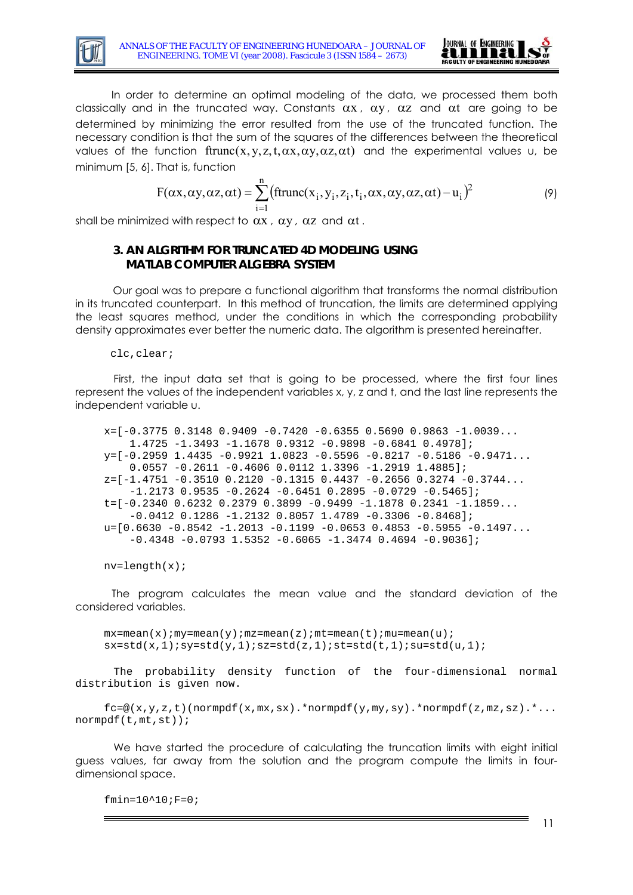In order to determine an optimal modeling of the data, we processed them both classically and in the truncated way. Constants $\alpha x$, $\alpha y$, $\alpha z$ and $\alpha t$ are going to be determined by minimizing the error resulted from the use of the truncated function. The necessary condition is that the sum of the squares of the differences between the theoretical values of the function $\mathrm{ftrunc}(x, y, z, t, \alpha x, \alpha y, \alpha z, \alpha t)$ and the experimental values u, be minimum [5, 6]. That is, function

$$F(\alpha x, \alpha y, \alpha z, \alpha t) = \sum_{i=1}^{n} \left(\mathrm{ftrunc}(x_i, y_i, z_i, t_i, \alpha x, \alpha y, \alpha z, \alpha t) - u_i\right)^2 \tag{9}$$

shall be minimized with respect to $\alpha x$, $\alpha y$, $\alpha z$ and $\alpha t$.

### 3. AN ALGRITHM FOR TRUNCATED 4D MODELING USING MATLAB COMPUTER ALGEBRA SYSTEM

Our goal was to prepare a functional algorithm that transforms the normal distribution in its truncated counterpart. In this method of truncation, the limits are determined applying the least squares method, under the conditions in which the corresponding probability density approximates ever better the numeric data. The algorithm is presented hereinafter.

```
clc,clear;
```

First, the input data set that is going to be processed, where the first four lines represent the values of the independent variables x, y, z and t, and the last line represents the independent variable u.

```
x=[-0.3775 0.3148 0.9409 -0.7420 -0.6355 0.5690 0.9863 -1.0039...
    1.4725 -1.3493 -1.1678 0.9312 -0.9898 -0.6841 0.4978];
y=[-0.2959 1.4435 -0.9921 1.0823 -0.5596 -0.8217 -0.5186 -0.9471...
    0.0557 -0.2611 -0.4606 0.0112 1.3396 -1.2919 1.4885];
z=[-1.4751 -0.3510 0.2120 -0.1315 0.4437 -0.2656 0.3274 -0.3744...
    -1.2173 0.9535 -0.2624 -0.6451 0.2895 -0.0729 -0.5465];
t=[-0.2340 0.6232 0.2379 0.3899 -0.9499 -1.1878 0.2341 -1.1859...
    -0.0412 0.1286 -1.2132 0.8057 1.4789 -0.3306 -0.8468];
u=[0.6630 -0.8542 -1.2013 -0.1199 -0.0653 0.4853 -0.5955 -0.1497...
    -0.4348 -0.0793 1.5352 -0.6065 -1.3474 0.4694 -0.9036];

nv=length(x);
```

The program calculates the mean value and the standard deviation of the considered variables.

```
mx=mean(x);my=mean(y);mz=mean(z);mt=mean(t);mu=mean(u);
sx=std(x,1);sy=std(y,1);sz=std(z,1);st=std(t,1);su=std(u,1);
```

The probability density function of the four-dimensional normal distribution is given now.

```
fc=@(x,y,z,t)(normpdf(x,mx,sx).*normpdf(y,my,sy).*normpdf(z,mz,sz).*...
normpdf(t,mt,st));
```

We have started the procedure of calculating the truncation limits with eight initial guess values, far away from the solution and the program compute the limits in four-dimensional space.

```
fmin=10^10;F=0;
```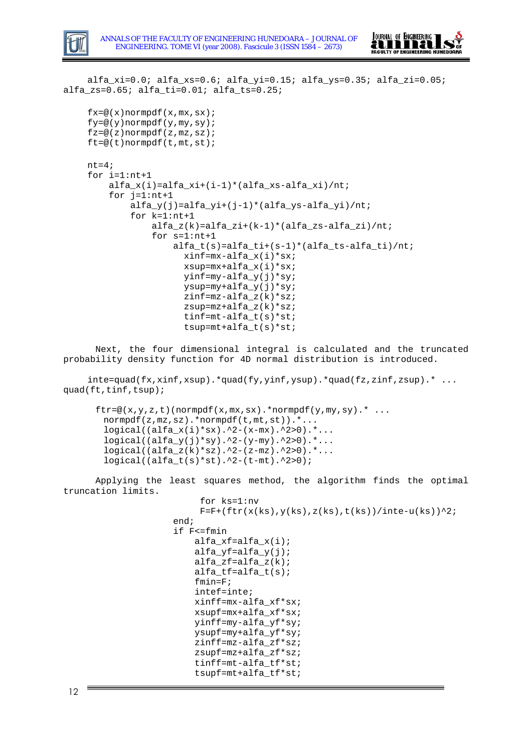```
alfa_xi=0.0; alfa_xs=0.6; alfa_yi=0.15; alfa_ys=0.35; alfa_zi=0.05;
alfa_zs=0.65; alfa_ti=0.01; alfa_ts=0.25;

fx=@(x)normpdf(x,mx,sx);
fy=@(y)normpdf(y,my,sy);
fz=@(z)normpdf(z,mz,sz);
ft=@(t)normpdf(t,mt,st);

nt=4;
for i=1:nt+1
    alfa_x(i)=alfa_xi+(i-1)*(alfa_xs-alfa_xi)/nt;
    for j=1:nt+1
        alfa_y(j)=alfa_yi+(j-1)*(alfa_ys-alfa_yi)/nt;
        for k=1:nt+1
            alfa_z(k)=alfa_zi+(k-1)*(alfa_zs-alfa_zi)/nt;
            for s=1:nt+1
                alfa_t(s)=alfa_ti+(s-1)*(alfa_ts-alfa_ti)/nt;
                  xinf=mx-alfa_x(i)*sx;
                  xsup=mx+alfa_x(i)*sx;
                  yinf=my-alfa_y(j)*sy;
                  ysup=my+alfa_y(j)*sy;
                  zinf=mz-alfa_z(k)*sz;
                  zsup=mz+alfa_z(k)*sz;
                  tinf=mt-alfa_t(s)*st;
                  tsup=mt+alfa_t(s)*st;
```

Next, the four dimensional integral is calculated and the truncated probability density function for 4D normal distribution is introduced.

```
inte=quad(fx,xinf,xsup).*quad(fy,yinf,ysup).*quad(fz,zinf,zsup).* ...
quad(ft,tinf,tsup);

ftr=@(x,y,z,t)(normpdf(x,mx,sx).*normpdf(y,my,sy).* ...
  normpdf(z,mz,sz).*normpdf(t,mt,st)).*...
  logical((alfa_x(i)*sx).^2-(x-mx).^2>0).*...
  logical((alfa_y(j)*sy).^2-(y-my).^2>0).*...
  logical((alfa_z(k)*sz).^2-(z-mz).^2>0).*...
  logical((alfa_t(s)*st).^2-(t-mt).^2>0);
```

Applying the least squares method, the algorithm finds the optimal truncation limits.

```
                     for ks=1:nv
                     F=F+(ftr(x(ks),y(ks),z(ks),t(ks))/inte-u(ks))^2;
                end;
                if F<=fmin
                    alfa_xf=alfa_x(i);
                    alfa_yf=alfa_y(j);
                    alfa_zf=alfa_z(k);
                    alfa_tf=alfa_t(s);
                    fmin=F;
                    intef=inte;
                    xinff=mx-alfa_xf*sx;
                    xsupf=mx+alfa_xf*sx;
                    yinff=my-alfa_yf*sy;
                    ysupf=my+alfa_yf*sy;
                    zinff=mz-alfa_zf*sz;
                    zsupf=mz+alfa_zf*sz;
                    tinff=mt-alfa_tf*st;
                    tsupf=mt+alfa_tf*st;
```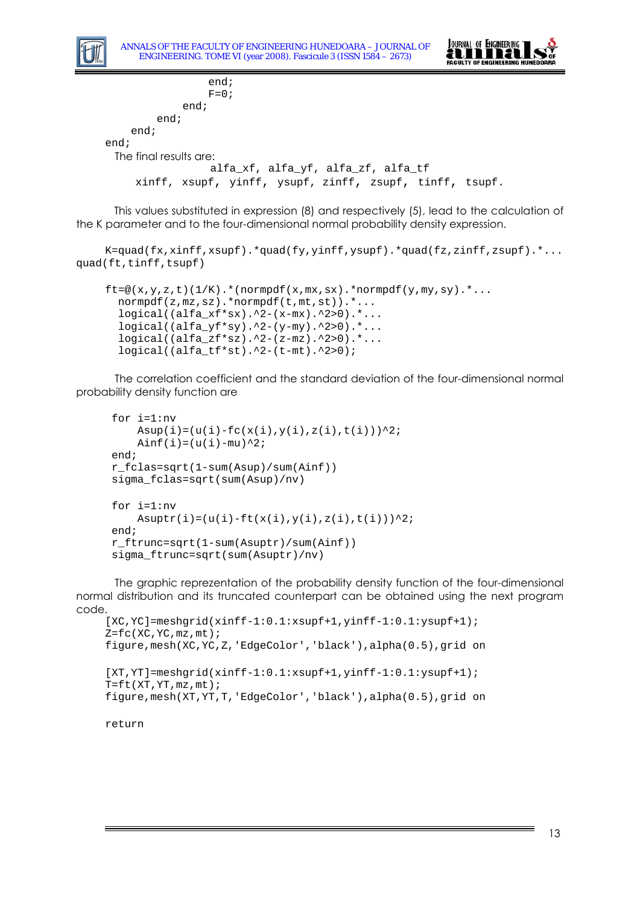```
                    end;
                    F=0;
                end;
            end;
        end;
    end;
```

The final results are:

```
alfa_xf, alfa_yf, alfa_zf, alfa_tf
xinff, xsupf, yinff, ysupf, zinff, zsupf, tinff, tsupf.
```

This values substituted in expression (8) and respectively (5), lead to the calculation of the K parameter and to the four-dimensional normal probability density expression.

```
K=quad(fx,xinff,xsupf).*quad(fy,yinff,ysupf).*quad(fz,zinff,zsupf).*...
quad(ft,tinff,tsupf)

ft=@(x,y,z,t)(1/K).*(normpdf(x,mx,sx).*normpdf(y,my,sy).*...
  normpdf(z,mz,sz).*normpdf(t,mt,st)).*...
  logical((alfa_xf*sx).^2-(x-mx).^2>0).*...
  logical((alfa_yf*sy).^2-(y-my).^2>0).*...
  logical((alfa_zf*sz).^2-(z-mz).^2>0).*...
  logical((alfa_tf*st).^2-(t-mt).^2>0);
```

The correlation coefficient and the standard deviation of the four-dimensional normal probability density function are

```
for i=1:nv
    Asup(i)=(u(i)-fc(x(i),y(i),z(i),t(i)))^2;
    Ainf(i)=(u(i)-mu)^2;
end;
r_fclas=sqrt(1-sum(Asup)/sum(Ainf))
sigma_fclas=sqrt(sum(Asup)/nv)

for i=1:nv
    Asuptr(i)=(u(i)-ft(x(i),y(i),z(i),t(i)))^2;
end;
r_ftrunc=sqrt(1-sum(Asuptr)/sum(Ainf))
sigma_ftrunc=sqrt(sum(Asuptr)/nv)
```

The graphic reprezentation of the probability density function of the four-dimensional normal distribution and its truncated counterpart can be obtained using the next program code.

```
[XC,YC]=meshgrid(xinff-1:0.1:xsupf+1,yinff-1:0.1:ysupf+1);
Z=fc(XC,YC,mz,mt);
figure,mesh(XC,YC,Z,'EdgeColor','black'),alpha(0.5),grid on

[XT,YT]=meshgrid(xinff-1:0.1:xsupf+1,yinff-1:0.1:ysupf+1);
T=ft(XT,YT,mz,mt);
figure,mesh(XT,YT,T,'EdgeColor','black'),alpha(0.5),grid on

return
```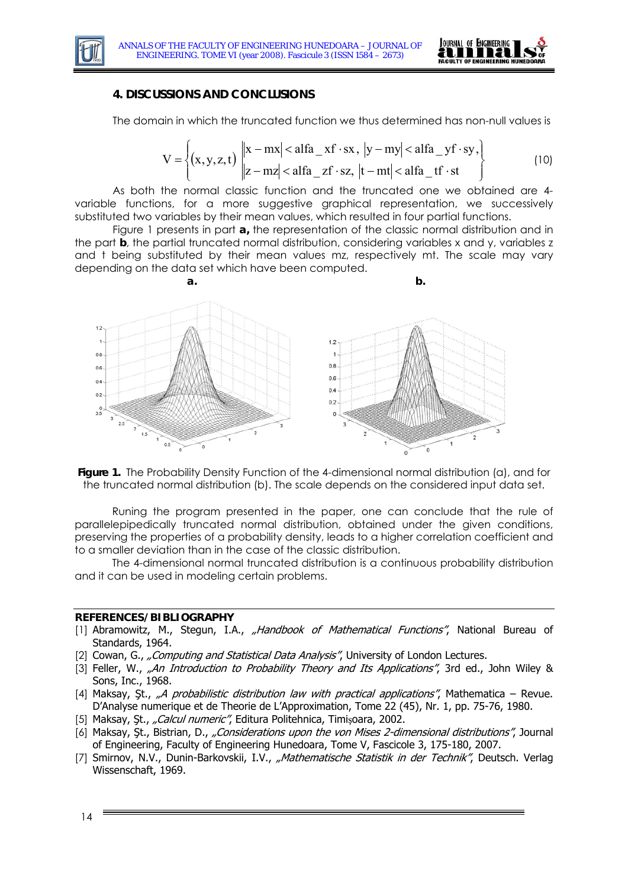## 4. DISCUSSIONS AND CONCLUSIONS

The domain in which the truncated function we thus determined has non-null values is

$$V = \left\{ (x, y, z, t) \left| \begin{array}{l} |x - mx| < alfa\_xf \cdot sx,\ |y - my| < alfa\_yf \cdot sy, \\ |z - mz| < alfa\_zf \cdot sz,\ |t - mt| < alfa\_tf \cdot st \end{array} \right. \right\} \tag{10}$$

As both the normal classic function and the truncated one we obtained are 4-variable functions, for a more suggestive graphical representation, we successively substituted two variables by their mean values, which resulted in four partial functions.

Figure 1 presents in part **a,** the representation of the classic normal distribution and in the part **b**, the partial truncated normal distribution, considering variables x and y, variables z and t being substituted by their mean values mz, respectively mt. The scale may vary depending on the data set which have been computed.

**a.** **b.**

1.2
1
0.8
0.6
0.4
0.2
0
3.5
3
2.5
2
1.5
1
0.5
0
0
1
2
3

1.2
1
0.8
0.6
0.4
0.2
0
3
2
1
0
0
1
2
3

**Figure 1.** The Probability Density Function of the 4-dimensional normal distribution (a), and for the truncated normal distribution (b). The scale depends on the considered input data set.

Runing the program presented in the paper, one can conclude that the rule of parallelepipedically truncated normal distribution, obtained under the given conditions, preserving the properties of a probability density, leads to a higher correlation coefficient and to a smaller deviation than in the case of the classic distribution.

The 4-dimensional normal truncated distribution is a continuous probability distribution and it can be used in modeling certain problems.

## REFERENCES/BIBLIOGRAPHY

[1] Abramowitz, M., Stegun, I.A., *„Handbook of Mathematical Functions"*, National Bureau of Standards, 1964.

[2] Cowan, G., *„Computing and Statistical Data Analysis"*, University of London Lectures.

[3] Feller, W., *„An Introduction to Probability Theory and Its Applications"*, 3rd ed., John Wiley & Sons, Inc., 1968.

[4] Maksay, Şt., *„A probabilistic distribution law with practical applications"*, Mathematica – Revue. D'Analyse numerique et de Theorie de L'Approximation, Tome 22 (45), Nr. 1, pp. 75-76, 1980.

[5] Maksay, Şt., *„Calcul numeric"*, Editura Politehnica, Timişoara, 2002.

[6] Maksay, Şt., Bistrian, D., *„Considerations upon the von Mises 2-dimensional distributions"*, Journal of Engineering, Faculty of Engineering Hunedoara, Tome V, Fascicole 3, 175-180, 2007.

[7] Smirnov, N.V., Dunin-Barkovskii, I.V., *„Mathematische Statistik in der Technik"*, Deutsch. Verlag Wissenschaft, 1969.